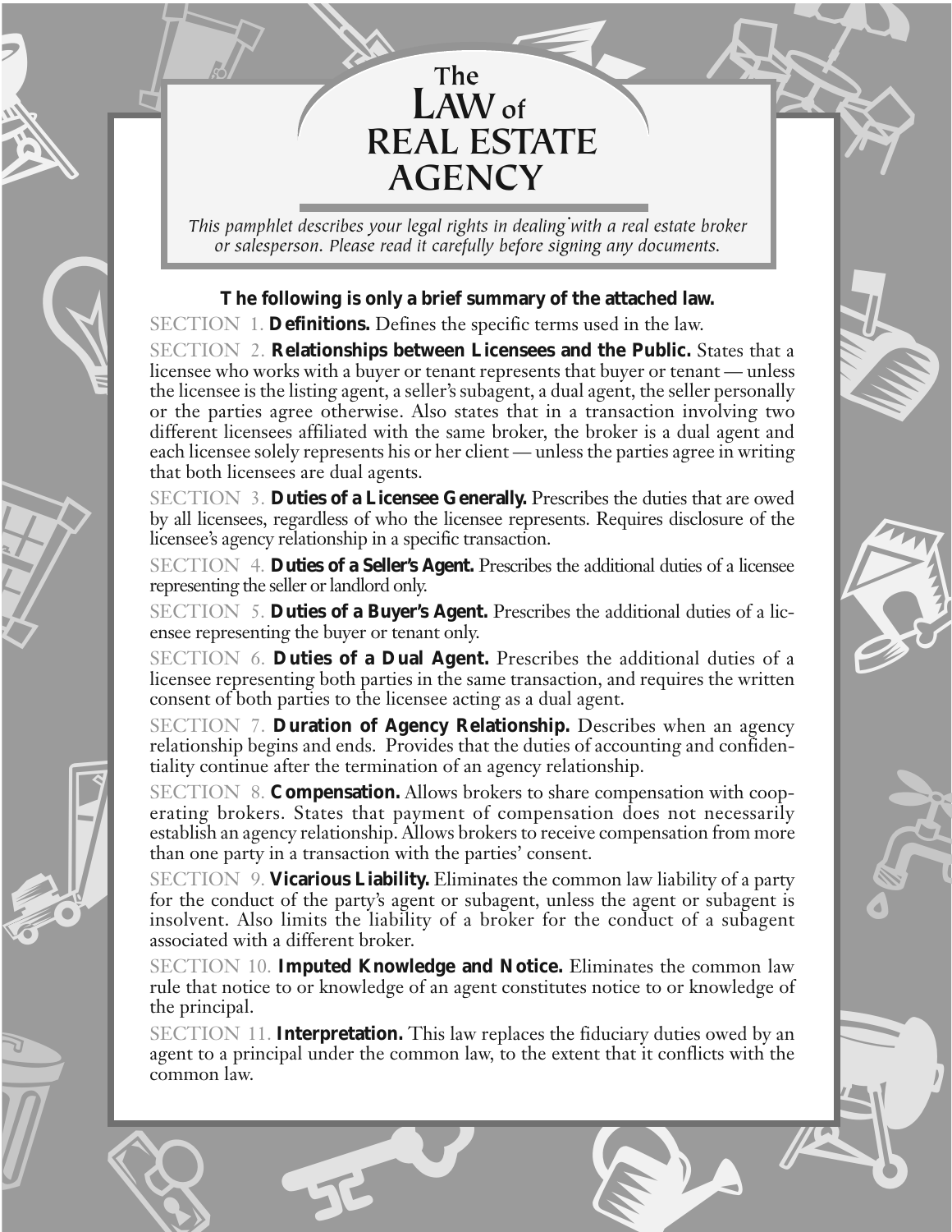# The LAW of REAL ESTATE AGENCY

*This pamphlet describes your legal rights in dealing with a real estate broker or salesperson. Please read it carefully before signing any documents.*

**The following is only a brief summary of the attached law.**

SECTION 1. **Definitions.** Defines the specific terms used in the law.

SECTION 2. **Relationships between Licensees and the Public.** States that a licensee who works with a buyer or tenant represents that buyer or tenant — unless the licensee is the listing agent, a seller's subagent, a dual agent, the seller personally or the parties agree otherwise. Also states that in a transaction involving two different licensees affiliated with the same broker, the broker is a dual agent and each licensee solely represents his or her client — unless the parties agree in writing that both licensees are dual agents.

SECTION 3. **Duties of a Licensee Generally.** Prescribes the duties that are owed by all licensees, regardless of who the licensee represents. Requires disclosure of the licensee's agency relationship in a specific transaction.

SECTION 4. **Duties of a Seller's Agent.** Prescribes the additional duties of a licensee representing the seller or landlord only.

SECTION 5. **Duties of a Buyer's Agent.** Prescribes the additional duties of a licensee representing the buyer or tenant only.

SECTION 6. **Duties of a Dual Agent.** Prescribes the additional duties of a licensee representing both parties in the same transaction, and requires the written consent of both parties to the licensee acting as a dual agent.

SECTION 7. **Duration of Agency Relationship.** Describes when an agency relationship begins and ends. Provides that the duties of accounting and confidentiality continue after the termination of an agency relationship.

SECTION 8. **Compensation.** Allows brokers to share compensation with cooperating brokers. States that payment of compensation does not necessarily establish an agency relationship. Allows brokers to receive compensation from more than one party in a transaction with the parties' consent.

SECTION 9. **Vicarious Liability.** Eliminates the common law liability of a party for the conduct of the party's agent or subagent, unless the agent or subagent is insolvent. Also limits the liability of a broker for the conduct of a subagent associated with a different broker.

SECTION 10. **Imputed Knowledge and Notice.** Eliminates the common law rule that notice to or knowledge of an agent constitutes notice to or knowledge of the principal.

SECTION 11. **Interpretation.** This law replaces the fiduciary duties owed by an agent to a principal under the common law, to the extent that it conflicts with the common law.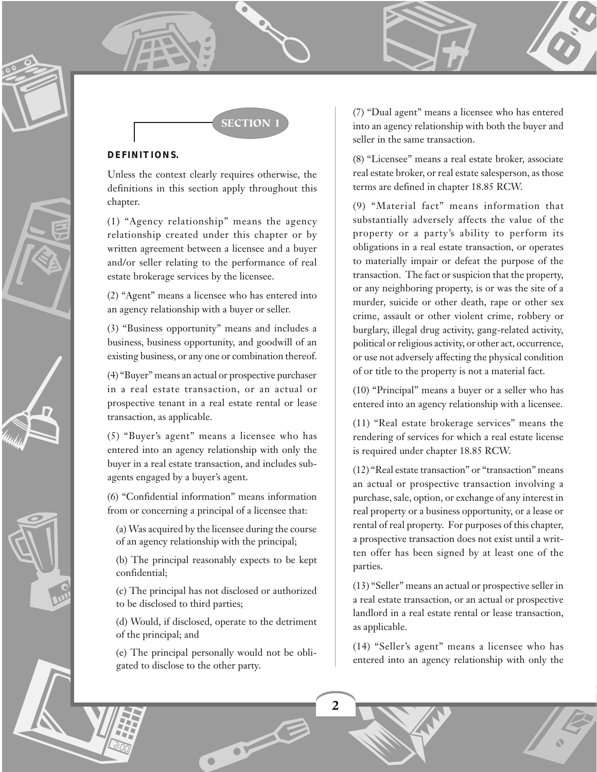## SECTION 1

**DEFINITIONS.**

Unless the context clearly requires otherwise, the definitions in this section apply throughout this chapter.

(1) "Agency relationship" means the agency relationship created under this chapter or by written agreement between a licensee and a buyer and/or seller relating to the performance of real estate brokerage services by the licensee.

(2) "Agent" means a licensee who has entered into an agency relationship with a buyer or seller.

(3) "Business opportunity" means and includes a business, business opportunity, and goodwill of an existing business, or any one or combination thereof.

(4) "Buyer" means an actual or prospective purchaser in a real estate transaction, or an actual or prospective tenant in a real estate rental or lease transaction, as applicable.

(5) "Buyer's agent" means a licensee who has entered into an agency relationship with only the buyer in a real estate transaction, and includes sub-agents engaged by a buyer's agent.

(6) "Confidential information" means information from or concerning a principal of a licensee that:

(a) Was acquired by the licensee during the course of an agency relationship with the principal;

(b) The principal reasonably expects to be kept confidential;

(c) The principal has not disclosed or authorized to be disclosed to third parties;

(d) Would, if disclosed, operate to the detriment of the principal; and

(e) The principal personally would not be obligated to disclose to the other party.

(7) "Dual agent" means a licensee who has entered into an agency relationship with both the buyer and seller in the same transaction.

(8) "Licensee" means a real estate broker, associate real estate broker, or real estate salesperson, as those terms are defined in chapter 18.85 RCW.

(9) "Material fact" means information that substantially adversely affects the value of the property or a party's ability to perform its obligations in a real estate transaction, or operates to materially impair or defeat the purpose of the transaction. The fact or suspicion that the property, or any neighboring property, is or was the site of a murder, suicide or other death, rape or other sex crime, assault or other violent crime, robbery or burglary, illegal drug activity, gang-related activity, political or religious activity, or other act, occurrence, or use not adversely affecting the physical condition of or title to the property is not a material fact.

(10) "Principal" means a buyer or a seller who has entered into an agency relationship with a licensee.

(11) "Real estate brokerage services" means the rendering of services for which a real estate license is required under chapter 18.85 RCW.

(12) "Real estate transaction" or "transaction" means an actual or prospective transaction involving a purchase, sale, option, or exchange of any interest in real property or a business opportunity, or a lease or rental of real property. For purposes of this chapter, a prospective transaction does not exist until a written offer has been signed by at least one of the parties.

(13) "Seller" means an actual or prospective seller in a real estate transaction, or an actual or prospective landlord in a real estate rental or lease transaction, as applicable.

(14) "Seller's agent" means a licensee who has entered into an agency relationship with only the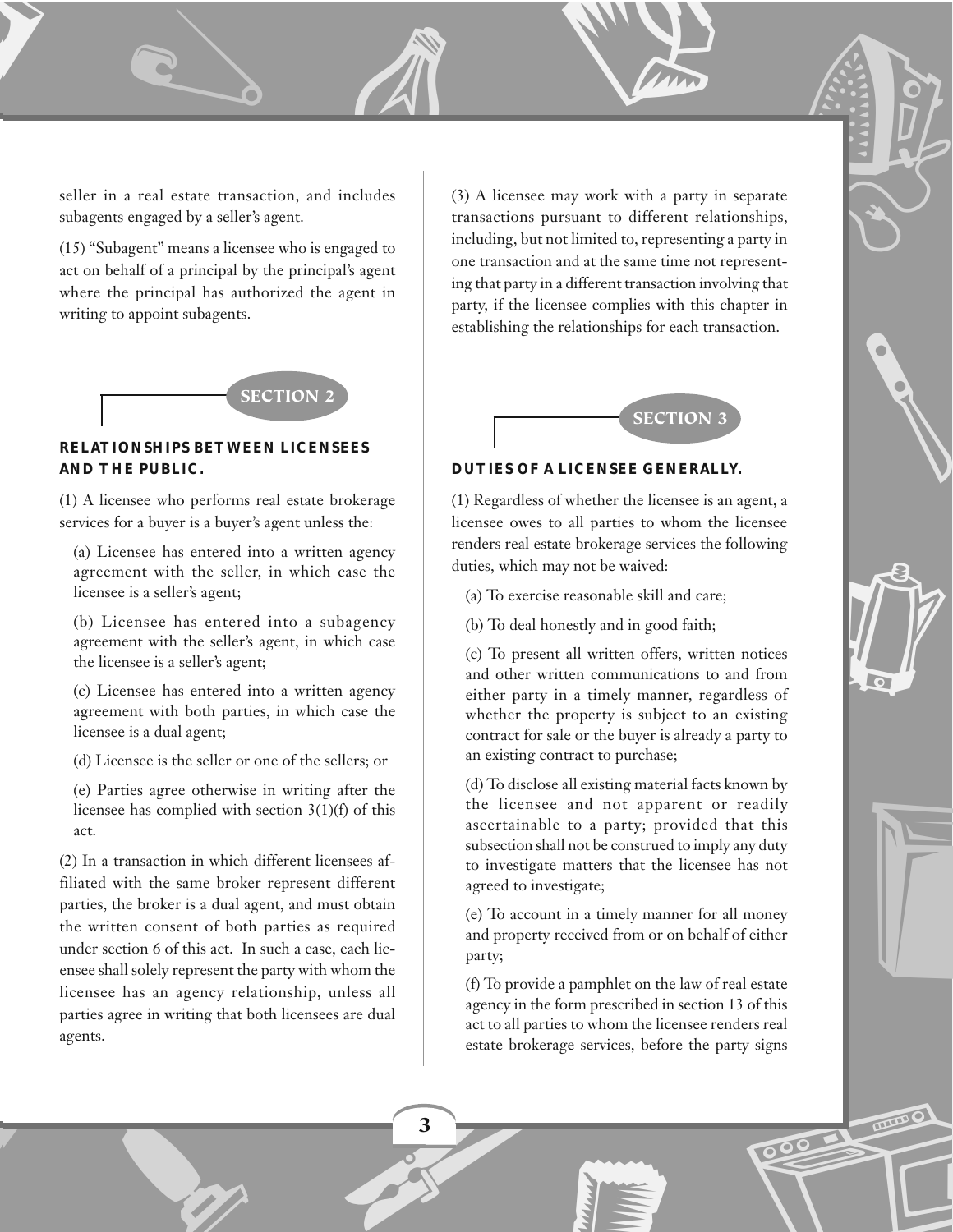seller in a real estate transaction, and includes subagents engaged by a seller's agent.

(15) "Subagent" means a licensee who is engaged to act on behalf of a principal by the principal's agent where the principal has authorized the agent in writing to appoint subagents.

## SECTION 2

### RELATIONSHIPS BETWEEN LICENSEES AND THE PUBLIC.

(1) A licensee who performs real estate brokerage services for a buyer is a buyer's agent unless the:

(a) Licensee has entered into a written agency agreement with the seller, in which case the licensee is a seller's agent;

(b) Licensee has entered into a subagency agreement with the seller's agent, in which case the licensee is a seller's agent;

(c) Licensee has entered into a written agency agreement with both parties, in which case the licensee is a dual agent;

(d) Licensee is the seller or one of the sellers; or

(e) Parties agree otherwise in writing after the licensee has complied with section 3(1)(f) of this act.

(2) In a transaction in which different licensees affiliated with the same broker represent different parties, the broker is a dual agent, and must obtain the written consent of both parties as required under section 6 of this act. In such a case, each licensee shall solely represent the party with whom the licensee has an agency relationship, unless all parties agree in writing that both licensees are dual agents.

(3) A licensee may work with a party in separate transactions pursuant to different relationships, including, but not limited to, representing a party in one transaction and at the same time not representing that party in a different transaction involving that party, if the licensee complies with this chapter in establishing the relationships for each transaction.

## SECTION 3

### DUTIES OF A LICENSEE GENERALLY.

(1) Regardless of whether the licensee is an agent, a licensee owes to all parties to whom the licensee renders real estate brokerage services the following duties, which may not be waived:

(a) To exercise reasonable skill and care;

(b) To deal honestly and in good faith;

(c) To present all written offers, written notices and other written communications to and from either party in a timely manner, regardless of whether the property is subject to an existing contract for sale or the buyer is already a party to an existing contract to purchase;

(d) To disclose all existing material facts known by the licensee and not apparent or readily ascertainable to a party; provided that this subsection shall not be construed to imply any duty to investigate matters that the licensee has not agreed to investigate;

(e) To account in a timely manner for all money and property received from or on behalf of either party;

(f) To provide a pamphlet on the law of real estate agency in the form prescribed in section 13 of this act to all parties to whom the licensee renders real estate brokerage services, before the party signs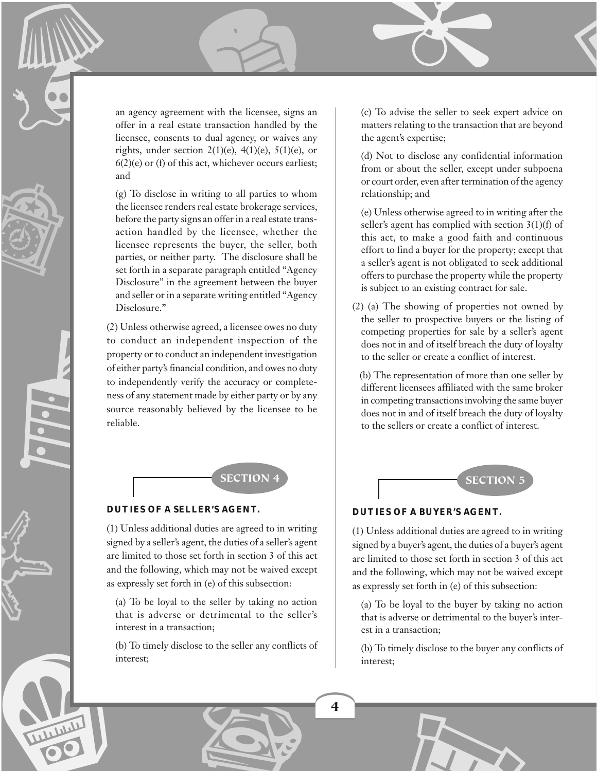an agency agreement with the licensee, signs an offer in a real estate transaction handled by the licensee, consents to dual agency, or waives any rights, under section 2(1)(e), 4(1)(e), 5(1)(e), or 6(2)(e) or (f) of this act, whichever occurs earliest; and

(g) To disclose in writing to all parties to whom the licensee renders real estate brokerage services, before the party signs an offer in a real estate transaction handled by the licensee, whether the licensee represents the buyer, the seller, both parties, or neither party. The disclosure shall be set forth in a separate paragraph entitled "Agency Disclosure" in the agreement between the buyer and seller or in a separate writing entitled "Agency Disclosure."

(2) Unless otherwise agreed, a licensee owes no duty to conduct an independent inspection of the property or to conduct an independent investigation of either party's financial condition, and owes no duty to independently verify the accuracy or completeness of any statement made by either party or by any source reasonably believed by the licensee to be reliable.

## SECTION 4

### DUTIES OF A SELLER'S AGENT.

(1) Unless additional duties are agreed to in writing signed by a seller's agent, the duties of a seller's agent are limited to those set forth in section 3 of this act and the following, which may not be waived except as expressly set forth in (e) of this subsection:

(a) To be loyal to the seller by taking no action that is adverse or detrimental to the seller's interest in a transaction;

(b) To timely disclose to the seller any conflicts of interest;

(c) To advise the seller to seek expert advice on matters relating to the transaction that are beyond the agent's expertise;

(d) Not to disclose any confidential information from or about the seller, except under subpoena or court order, even after termination of the agency relationship; and

(e) Unless otherwise agreed to in writing after the seller's agent has complied with section 3(1)(f) of this act, to make a good faith and continuous effort to find a buyer for the property; except that a seller's agent is not obligated to seek additional offers to purchase the property while the property is subject to an existing contract for sale.

(2) (a) The showing of properties not owned by the seller to prospective buyers or the listing of competing properties for sale by a seller's agent does not in and of itself breach the duty of loyalty to the seller or create a conflict of interest.

(b) The representation of more than one seller by different licensees affiliated with the same broker in competing transactions involving the same buyer does not in and of itself breach the duty of loyalty to the sellers or create a conflict of interest.

## SECTION 5

### DUTIES OF A BUYER'S AGENT.

(1) Unless additional duties are agreed to in writing signed by a buyer's agent, the duties of a buyer's agent are limited to those set forth in section 3 of this act and the following, which may not be waived except as expressly set forth in (e) of this subsection:

(a) To be loyal to the buyer by taking no action that is adverse or detrimental to the buyer's interest in a transaction;

(b) To timely disclose to the buyer any conflicts of interest;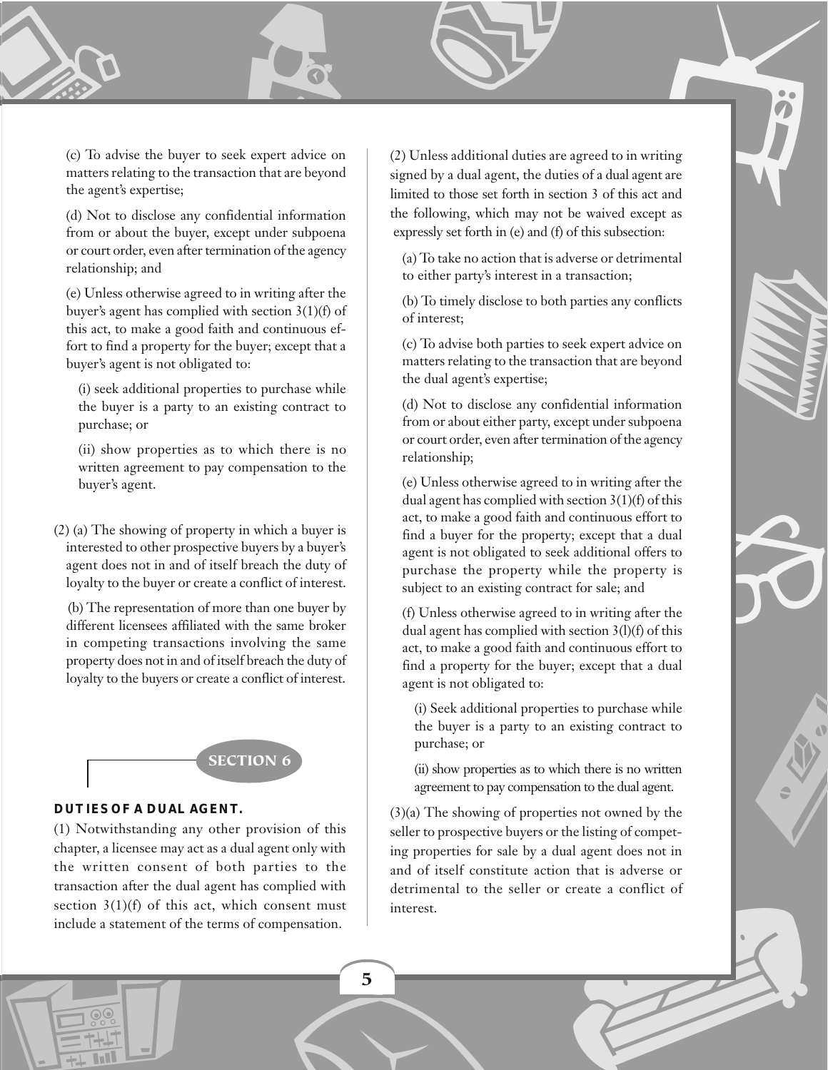(c) To advise the buyer to seek expert advice on matters relating to the transaction that are beyond the agent's expertise;

(d) Not to disclose any confidential information from or about the buyer, except under subpoena or court order, even after termination of the agency relationship; and

(e) Unless otherwise agreed to in writing after the buyer's agent has complied with section 3(1)(f) of this act, to make a good faith and continuous effort to find a property for the buyer; except that a buyer's agent is not obligated to:

(i) seek additional properties to purchase while the buyer is a party to an existing contract to purchase; or

(ii) show properties as to which there is no written agreement to pay compensation to the buyer's agent.

(2) (a) The showing of property in which a buyer is interested to other prospective buyers by a buyer's agent does not in and of itself breach the duty of loyalty to the buyer or create a conflict of interest.

(b) The representation of more than one buyer by different licensees affiliated with the same broker in competing transactions involving the same property does not in and of itself breach the duty of loyalty to the buyers or create a conflict of interest.

## SECTION 6

### DUTIES OF A DUAL AGENT.

(1) Notwithstanding any other provision of this chapter, a licensee may act as a dual agent only with the written consent of both parties to the transaction after the dual agent has complied with section 3(1)(f) of this act, which consent must include a statement of the terms of compensation.

(2) Unless additional duties are agreed to in writing signed by a dual agent, the duties of a dual agent are limited to those set forth in section 3 of this act and the following, which may not be waived except as expressly set forth in (e) and (f) of this subsection:

(a) To take no action that is adverse or detrimental to either party's interest in a transaction;

(b) To timely disclose to both parties any conflicts of interest;

(c) To advise both parties to seek expert advice on matters relating to the transaction that are beyond the dual agent's expertise;

(d) Not to disclose any confidential information from or about either party, except under subpoena or court order, even after termination of the agency relationship;

(e) Unless otherwise agreed to in writing after the dual agent has complied with section 3(1)(f) of this act, to make a good faith and continuous effort to find a buyer for the property; except that a dual agent is not obligated to seek additional offers to purchase the property while the property is subject to an existing contract for sale; and

(f) Unless otherwise agreed to in writing after the dual agent has complied with section 3(l)(f) of this act, to make a good faith and continuous effort to find a property for the buyer; except that a dual agent is not obligated to:

(i) Seek additional properties to purchase while the buyer is a party to an existing contract to purchase; or

(ii) show properties as to which there is no written agreement to pay compensation to the dual agent.

(3)(a) The showing of properties not owned by the seller to prospective buyers or the listing of competing properties for sale by a dual agent does not in and of itself constitute action that is adverse or detrimental to the seller or create a conflict of interest.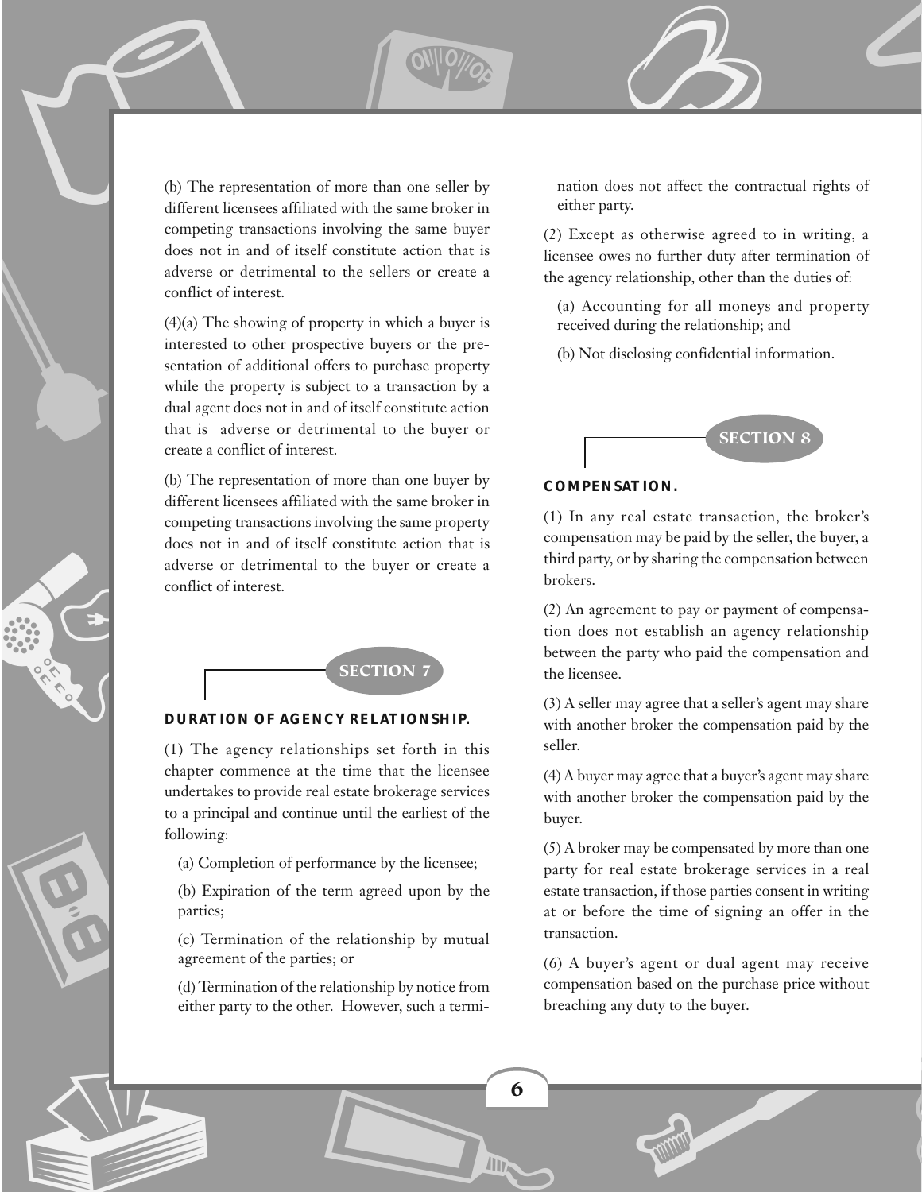(b) The representation of more than one seller by different licensees affiliated with the same broker in competing transactions involving the same buyer does not in and of itself constitute action that is adverse or detrimental to the sellers or create a conflict of interest.

(4)(a) The showing of property in which a buyer is interested to other prospective buyers or the presentation of additional offers to purchase property while the property is subject to a transaction by a dual agent does not in and of itself constitute action that is adverse or detrimental to the buyer or create a conflict of interest.

(b) The representation of more than one buyer by different licensees affiliated with the same broker in competing transactions involving the same property does not in and of itself constitute action that is adverse or detrimental to the buyer or create a conflict of interest.

## SECTION 7

**DURATION OF AGENCY RELATIONSHIP.**

(1) The agency relationships set forth in this chapter commence at the time that the licensee undertakes to provide real estate brokerage services to a principal and continue until the earliest of the following:

(a) Completion of performance by the licensee;

(b) Expiration of the term agreed upon by the parties;

(c) Termination of the relationship by mutual agreement of the parties; or

(d) Termination of the relationship by notice from either party to the other. However, such a termination does not affect the contractual rights of either party.

(2) Except as otherwise agreed to in writing, a licensee owes no further duty after termination of the agency relationship, other than the duties of:

(a) Accounting for all moneys and property received during the relationship; and

(b) Not disclosing confidential information.

## SECTION 8

**COMPENSATION.**

(1) In any real estate transaction, the broker's compensation may be paid by the seller, the buyer, a third party, or by sharing the compensation between brokers.

(2) An agreement to pay or payment of compensation does not establish an agency relationship between the party who paid the compensation and the licensee.

(3) A seller may agree that a seller's agent may share with another broker the compensation paid by the seller.

(4) A buyer may agree that a buyer's agent may share with another broker the compensation paid by the buyer.

(5) A broker may be compensated by more than one party for real estate brokerage services in a real estate transaction, if those parties consent in writing at or before the time of signing an offer in the transaction.

(6) A buyer's agent or dual agent may receive compensation based on the purchase price without breaching any duty to the buyer.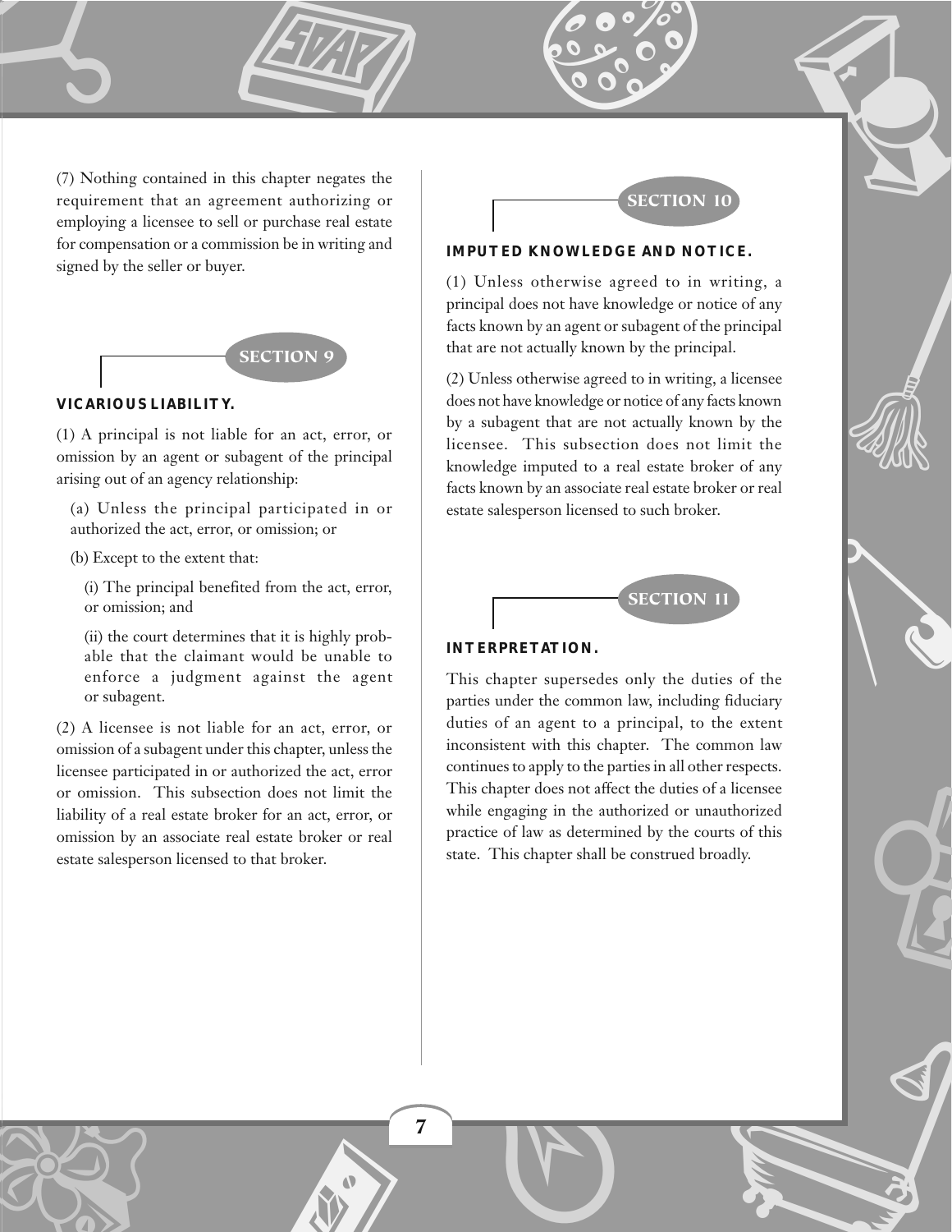(7) Nothing contained in this chapter negates the requirement that an agreement authorizing or employing a licensee to sell or purchase real estate for compensation or a commission be in writing and signed by the seller or buyer.

## SECTION 9

**VICARIOUS LIABILITY.**

(1) A principal is not liable for an act, error, or omission by an agent or subagent of the principal arising out of an agency relationship:

(a) Unless the principal participated in or authorized the act, error, or omission; or

(b) Except to the extent that:

(i) The principal benefited from the act, error, or omission; and

(ii) the court determines that it is highly probable that the claimant would be unable to enforce a judgment against the agent or subagent.

(2) A licensee is not liable for an act, error, or omission of a subagent under this chapter, unless the licensee participated in or authorized the act, error or omission. This subsection does not limit the liability of a real estate broker for an act, error, or omission by an associate real estate broker or real estate salesperson licensed to that broker.

## SECTION 10

**IMPUTED KNOWLEDGE AND NOTICE.**

(1) Unless otherwise agreed to in writing, a principal does not have knowledge or notice of any facts known by an agent or subagent of the principal that are not actually known by the principal.

(2) Unless otherwise agreed to in writing, a licensee does not have knowledge or notice of any facts known by a subagent that are not actually known by the licensee. This subsection does not limit the knowledge imputed to a real estate broker of any facts known by an associate real estate broker or real estate salesperson licensed to such broker.

## SECTION 11

**INTERPRETATION.**

This chapter supersedes only the duties of the parties under the common law, including fiduciary duties of an agent to a principal, to the extent inconsistent with this chapter. The common law continues to apply to the parties in all other respects. This chapter does not affect the duties of a licensee while engaging in the authorized or unauthorized practice of law as determined by the courts of this state. This chapter shall be construed broadly.